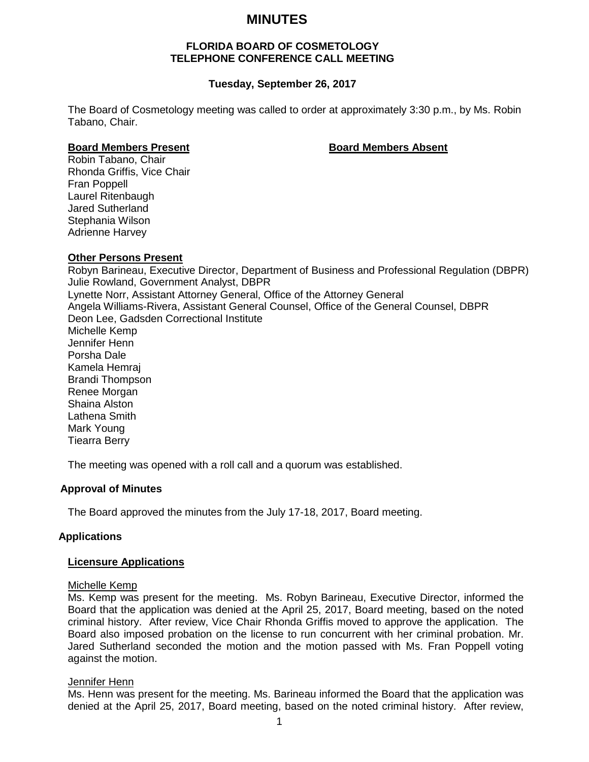# MINUTES

**FLORIDA BOARD OF COSMETOLOGY**
**TELEPHONE CONFERENCE CALL MEETING**

**Tuesday, September 26, 2017**

The Board of Cosmetology meeting was called to order at approximately 3:30 p.m., by Ms. Robin Tabano, Chair.

| **Board Members Present** | **Board Members Absent** |
|---|---|
| Robin Tabano, Chair | |
| Rhonda Griffis, Vice Chair | |
| Fran Poppell | |
| Laurel Ritenbaugh | |
| Jared Sutherland | |
| Stephania Wilson | |
| Adrienne Harvey | |

**Other Persons Present**

Robyn Barineau, Executive Director, Department of Business and Professional Regulation (DBPR)
Julie Rowland, Government Analyst, DBPR
Lynette Norr, Assistant Attorney General, Office of the Attorney General
Angela Williams-Rivera, Assistant General Counsel, Office of the General Counsel, DBPR
Deon Lee, Gadsden Correctional Institute
Michelle Kemp
Jennifer Henn
Porsha Dale
Kamela Hemraj
Brandi Thompson
Renee Morgan
Shaina Alston
Lathena Smith
Mark Young
Tiearra Berry

The meeting was opened with a roll call and a quorum was established.

## Approval of Minutes

The Board approved the minutes from the July 17-18, 2017, Board meeting.

## Applications

### Licensure Applications

Michelle Kemp
Ms. Kemp was present for the meeting. Ms. Robyn Barineau, Executive Director, informed the Board that the application was denied at the April 25, 2017, Board meeting, based on the noted criminal history. After review, Vice Chair Rhonda Griffis moved to approve the application. The Board also imposed probation on the license to run concurrent with her criminal probation. Mr. Jared Sutherland seconded the motion and the motion passed with Ms. Fran Poppell voting against the motion.

Jennifer Henn
Ms. Henn was present for the meeting. Ms. Barineau informed the Board that the application was denied at the April 25, 2017, Board meeting, based on the noted criminal history. After review,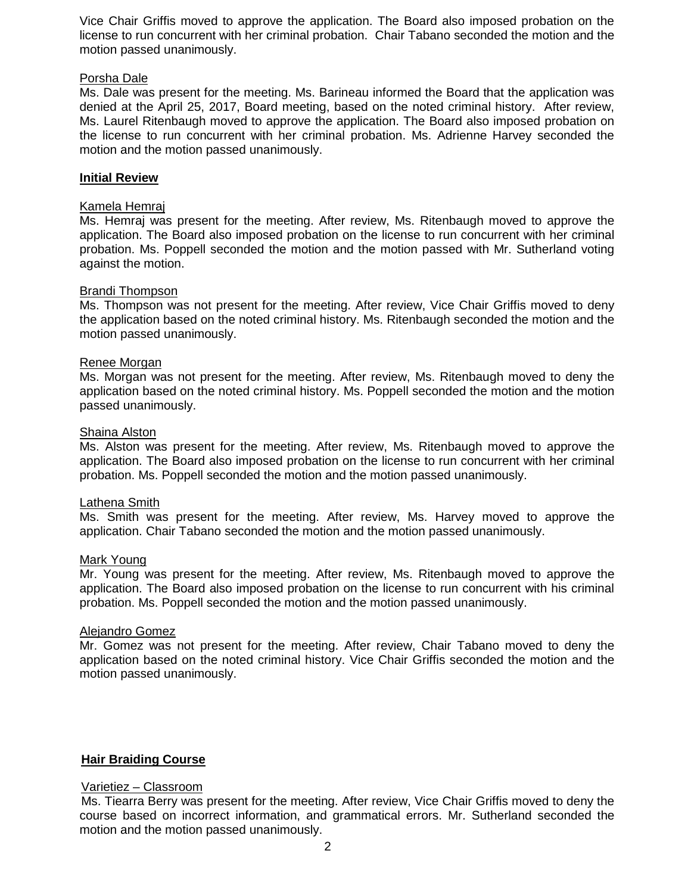Vice Chair Griffis moved to approve the application. The Board also imposed probation on the license to run concurrent with her criminal probation. Chair Tabano seconded the motion and the motion passed unanimously.

Porsha Dale

Ms. Dale was present for the meeting. Ms. Barineau informed the Board that the application was denied at the April 25, 2017, Board meeting, based on the noted criminal history. After review, Ms. Laurel Ritenbaugh moved to approve the application. The Board also imposed probation on the license to run concurrent with her criminal probation. Ms. Adrienne Harvey seconded the motion and the motion passed unanimously.

**Initial Review**

Kamela Hemraj

Ms. Hemraj was present for the meeting. After review, Ms. Ritenbaugh moved to approve the application. The Board also imposed probation on the license to run concurrent with her criminal probation. Ms. Poppell seconded the motion and the motion passed with Mr. Sutherland voting against the motion.

Brandi Thompson

Ms. Thompson was not present for the meeting. After review, Vice Chair Griffis moved to deny the application based on the noted criminal history. Ms. Ritenbaugh seconded the motion and the motion passed unanimously.

Renee Morgan

Ms. Morgan was not present for the meeting. After review, Ms. Ritenbaugh moved to deny the application based on the noted criminal history. Ms. Poppell seconded the motion and the motion passed unanimously.

Shaina Alston

Ms. Alston was present for the meeting. After review, Ms. Ritenbaugh moved to approve the application. The Board also imposed probation on the license to run concurrent with her criminal probation. Ms. Poppell seconded the motion and the motion passed unanimously.

Lathena Smith

Ms. Smith was present for the meeting. After review, Ms. Harvey moved to approve the application. Chair Tabano seconded the motion and the motion passed unanimously.

Mark Young

Mr. Young was present for the meeting. After review, Ms. Ritenbaugh moved to approve the application. The Board also imposed probation on the license to run concurrent with his criminal probation. Ms. Poppell seconded the motion and the motion passed unanimously.

Alejandro Gomez

Mr. Gomez was not present for the meeting. After review, Chair Tabano moved to deny the application based on the noted criminal history. Vice Chair Griffis seconded the motion and the motion passed unanimously.

**Hair Braiding Course**

Varietiez – Classroom

Ms. Tiearra Berry was present for the meeting. After review, Vice Chair Griffis moved to deny the course based on incorrect information, and grammatical errors. Mr. Sutherland seconded the motion and the motion passed unanimously.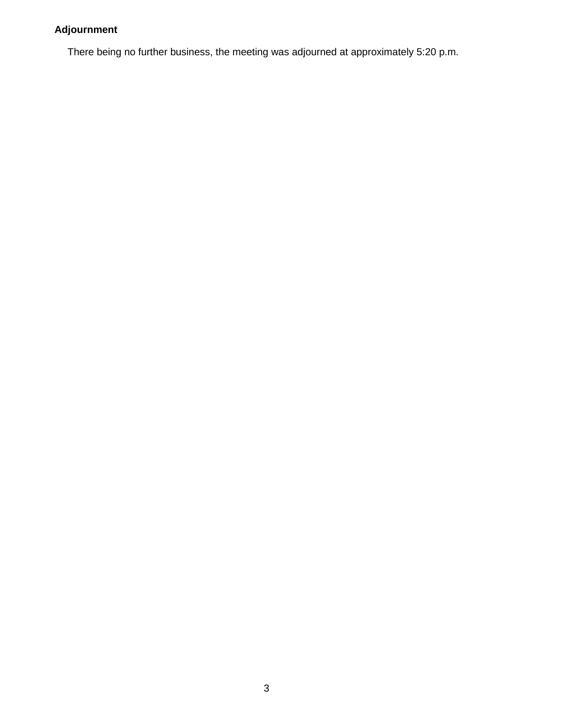**Adjournment**

There being no further business, the meeting was adjourned at approximately 5:20 p.m.